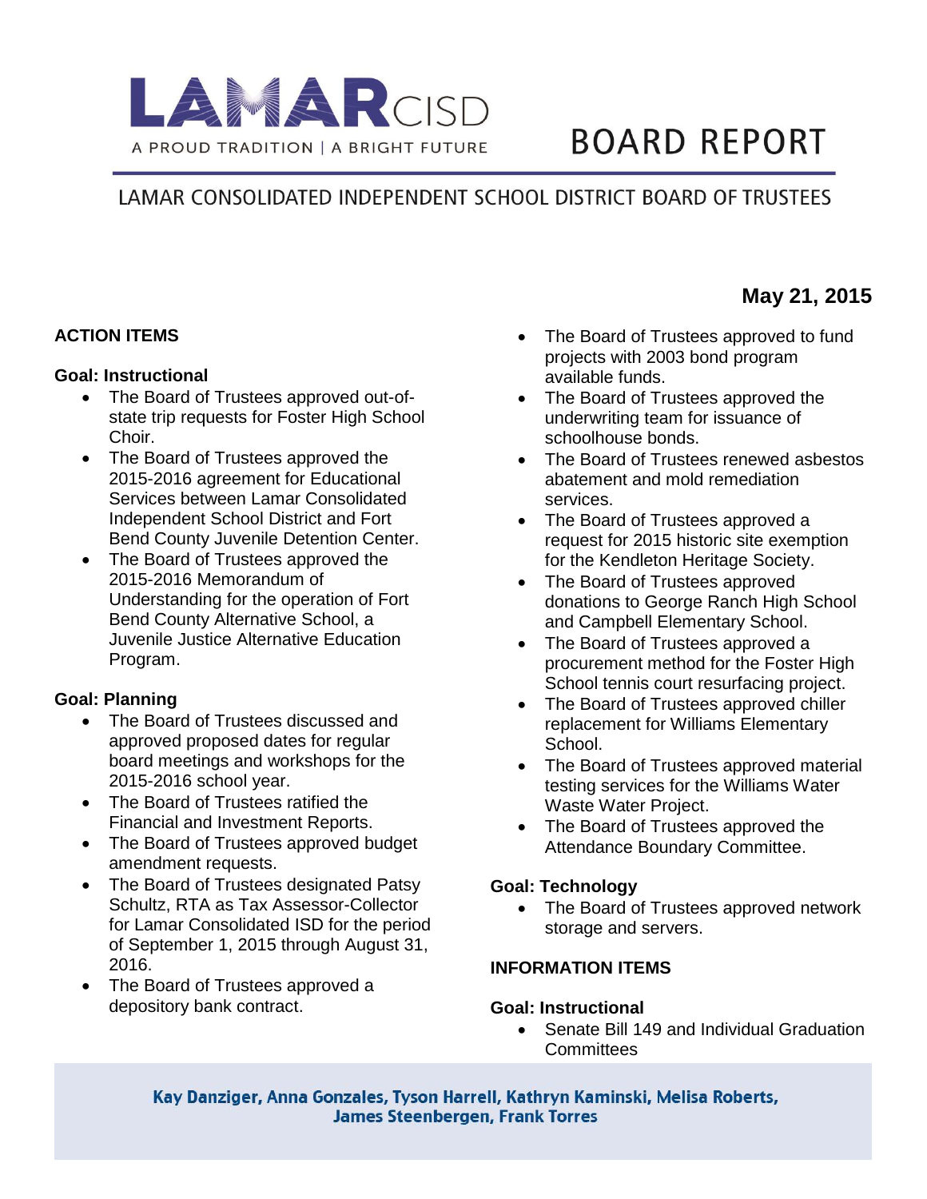# LAMAR CISD

A PROUD TRADITION | A BRIGHT FUTURE

# BOARD REPORT

## LAMAR CONSOLIDATED INDEPENDENT SCHOOL DISTRICT BOARD OF TRUSTEES

**May 21, 2015**

### ACTION ITEMS

**Goal: Instructional**

- The Board of Trustees approved out-of-state trip requests for Foster High School Choir.
- The Board of Trustees approved the 2015-2016 agreement for Educational Services between Lamar Consolidated Independent School District and Fort Bend County Juvenile Detention Center.
- The Board of Trustees approved the 2015-2016 Memorandum of Understanding for the operation of Fort Bend County Alternative School, a Juvenile Justice Alternative Education Program.

**Goal: Planning**

- The Board of Trustees discussed and approved proposed dates for regular board meetings and workshops for the 2015-2016 school year.
- The Board of Trustees ratified the Financial and Investment Reports.
- The Board of Trustees approved budget amendment requests.
- The Board of Trustees designated Patsy Schultz, RTA as Tax Assessor-Collector for Lamar Consolidated ISD for the period of September 1, 2015 through August 31, 2016.
- The Board of Trustees approved a depository bank contract.
- The Board of Trustees approved to fund projects with 2003 bond program available funds.
- The Board of Trustees approved the underwriting team for issuance of schoolhouse bonds.
- The Board of Trustees renewed asbestos abatement and mold remediation services.
- The Board of Trustees approved a request for 2015 historic site exemption for the Kendleton Heritage Society.
- The Board of Trustees approved donations to George Ranch High School and Campbell Elementary School.
- The Board of Trustees approved a procurement method for the Foster High School tennis court resurfacing project.
- The Board of Trustees approved chiller replacement for Williams Elementary School.
- The Board of Trustees approved material testing services for the Williams Water Waste Water Project.
- The Board of Trustees approved the Attendance Boundary Committee.

**Goal: Technology**

- The Board of Trustees approved network storage and servers.

### INFORMATION ITEMS

**Goal: Instructional**

- Senate Bill 149 and Individual Graduation Committees

Kay Danziger, Anna Gonzales, Tyson Harrell, Kathryn Kaminski, Melisa Roberts, James Steenbergen, Frank Torres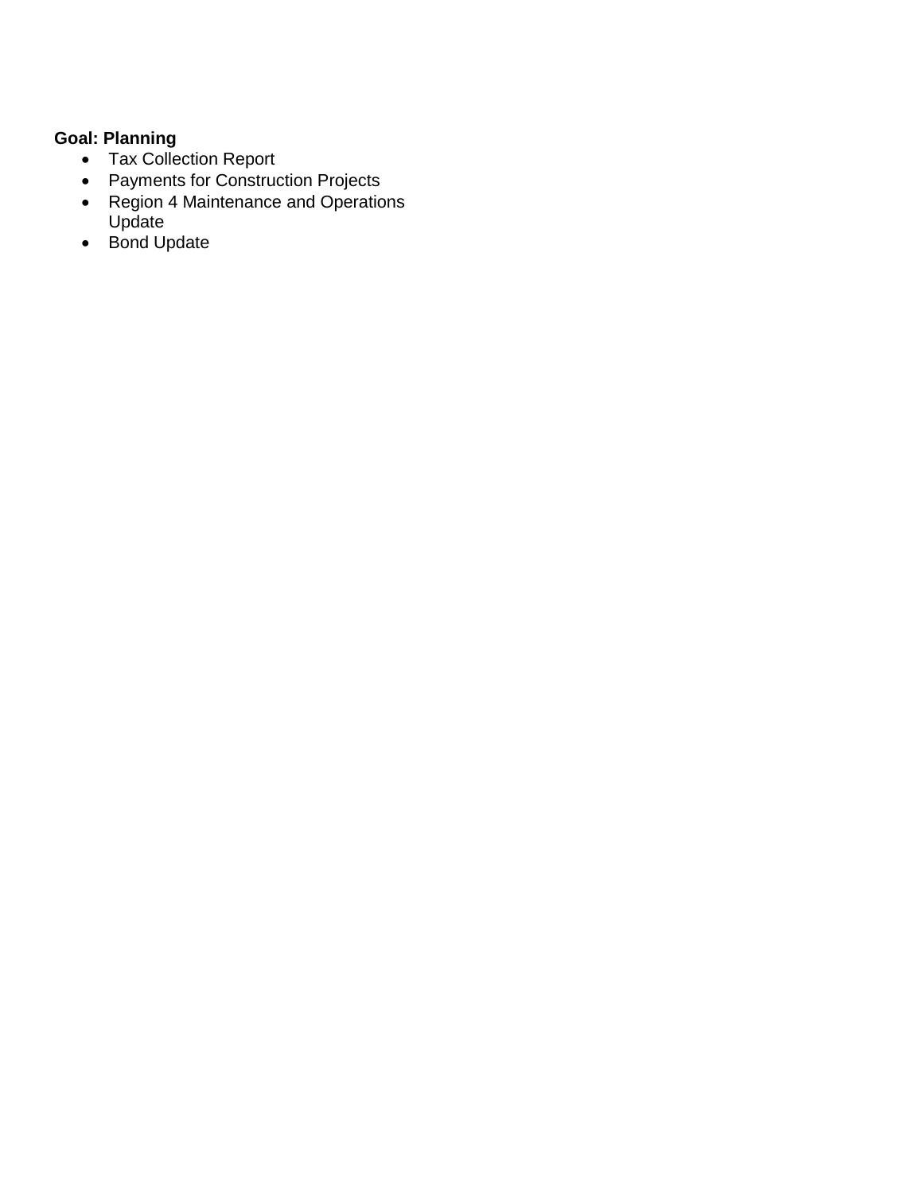**Goal: Planning**

- Tax Collection Report
- Payments for Construction Projects
- Region 4 Maintenance and Operations Update
- Bond Update